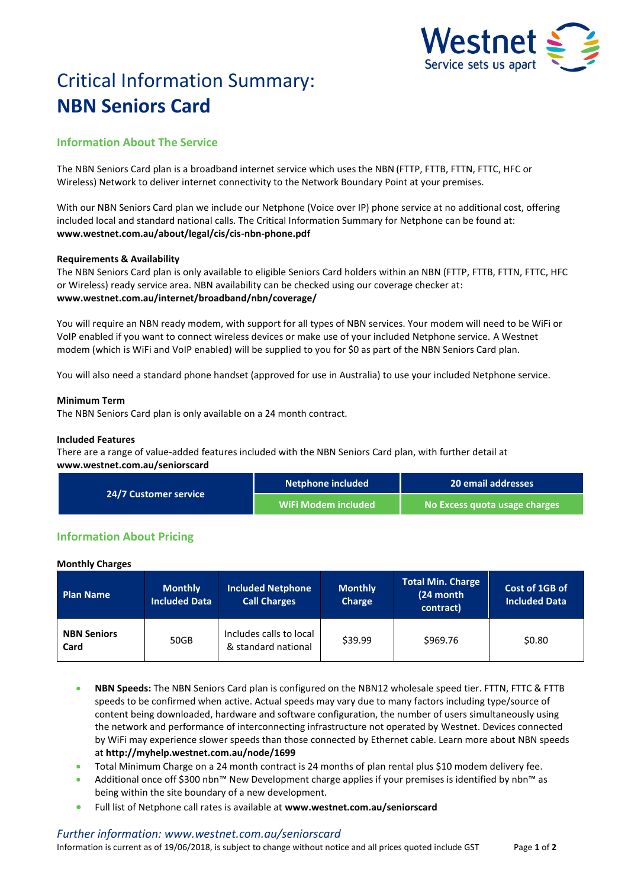# Critical Information Summary:
# **NBN Seniors Card**

## Information About The Service

The NBN Seniors Card plan is a broadband internet service which uses the NBN (FTTP, FTTB, FTTN, FTTC, HFC or Wireless) Network to deliver internet connectivity to the Network Boundary Point at your premises.

With our NBN Seniors Card plan we include our Netphone (Voice over IP) phone service at no additional cost, offering included local and standard national calls. The Critical Information Summary for Netphone can be found at: **www.westnet.com.au/about/legal/cis/cis-nbn-phone.pdf**

### Requirements & Availability

The NBN Seniors Card plan is only available to eligible Seniors Card holders within an NBN (FTTP, FTTB, FTTN, FTTC, HFC or Wireless) ready service area. NBN availability can be checked using our coverage checker at: **www.westnet.com.au/internet/broadband/nbn/coverage/**

You will require an NBN ready modem, with support for all types of NBN services. Your modem will need to be WiFi or VoIP enabled if you want to connect wireless devices or make use of your included Netphone service. A Westnet modem (which is WiFi and VoIP enabled) will be supplied to you for $0 as part of the NBN Seniors Card plan.

You will also need a standard phone handset (approved for use in Australia) to use your included Netphone service.

### Minimum Term

The NBN Seniors Card plan is only available on a 24 month contract.

### Included Features

There are a range of value-added features included with the NBN Seniors Card plan, with further detail at **www.westnet.com.au/seniorscard**

| 24/7 Customer service | Netphone included | 20 email addresses |
|---|---|---|
| | WiFi Modem included | No Excess quota usage charges |

## Information About Pricing

### Monthly Charges

| Plan Name | Monthly Included Data | Included Netphone Call Charges | Monthly Charge | Total Min. Charge (24 month contract) | Cost of 1GB of Included Data |
|---|---|---|---|---|---|
| **NBN Seniors Card** | 50GB | Includes calls to local & standard national | $39.99 | $969.76 | $0.80 |

- **NBN Speeds:** The NBN Seniors Card plan is configured on the NBN12 wholesale speed tier. FTTN, FTTC & FTTB speeds to be confirmed when active. Actual speeds may vary due to many factors including type/source of content being downloaded, hardware and software configuration, the number of users simultaneously using the network and performance of interconnecting infrastructure not operated by Westnet. Devices connected by WiFi may experience slower speeds than those connected by Ethernet cable. Learn more about NBN speeds at **http://myhelp.westnet.com.au/node/1699**
- Total Minimum Charge on a 24 month contract is 24 months of plan rental plus $10 modem delivery fee.
- Additional once off $300 nbn™ New Development charge applies if your premises is identified by nbn™ as being within the site boundary of a new development.
- Full list of Netphone call rates is available at **www.westnet.com.au/seniorscard**

*Further information: www.westnet.com.au/seniorscard*

Information is current as of 19/06/2018, is subject to change without notice and all prices quoted include GST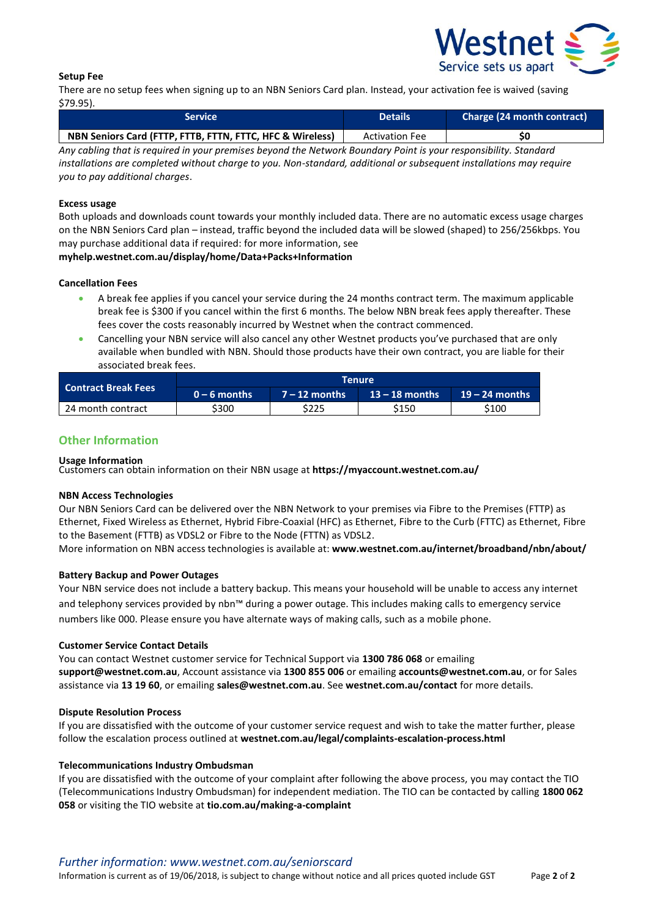**Setup Fee**

There are no setup fees when signing up to an NBN Seniors Card plan. Instead, your activation fee is waived (saving $79.95).

| Service | Details | Charge (24 month contract) |
| --- | --- | --- |
| **NBN Seniors Card (FTTP, FTTB, FTTN, FTTC, HFC & Wireless)** | Activation Fee | **$0** |

*Any cabling that is required in your premises beyond the Network Boundary Point is your responsibility. Standard installations are completed without charge to you. Non-standard, additional or subsequent installations may require you to pay additional charges*.

**Excess usage**

Both uploads and downloads count towards your monthly included data. There are no automatic excess usage charges on the NBN Seniors Card plan – instead, traffic beyond the included data will be slowed (shaped) to 256/256kbps. You may purchase additional data if required: for more information, see **myhelp.westnet.com.au/display/home/Data+Packs+Information**

**Cancellation Fees**

- A break fee applies if you cancel your service during the 24 months contract term. The maximum applicable break fee is $300 if you cancel within the first 6 months. The below NBN break fees apply thereafter. These fees cover the costs reasonably incurred by Westnet when the contract commenced.
- Cancelling your NBN service will also cancel any other Westnet products you've purchased that are only available when bundled with NBN. Should those products have their own contract, you are liable for their associated break fees.

| Contract Break Fees | Tenure | | | |
| --- | --- | --- | --- | --- |
| | 0 – 6 months | 7 – 12 months | 13 – 18 months | 19 – 24 months |
| 24 month contract | $300 | $225 | $150 | $100 |

## Other Information

**Usage Information**

Customers can obtain information on their NBN usage at **https://myaccount.westnet.com.au/**

**NBN Access Technologies**

Our NBN Seniors Card can be delivered over the NBN Network to your premises via Fibre to the Premises (FTTP) as Ethernet, Fixed Wireless as Ethernet, Hybrid Fibre-Coaxial (HFC) as Ethernet, Fibre to the Curb (FTTC) as Ethernet, Fibre to the Basement (FTTB) as VDSL2 or Fibre to the Node (FTTN) as VDSL2.

More information on NBN access technologies is available at: **www.westnet.com.au/internet/broadband/nbn/about/**

**Battery Backup and Power Outages**

Your NBN service does not include a battery backup. This means your household will be unable to access any internet and telephony services provided by nbn™ during a power outage. This includes making calls to emergency service numbers like 000. Please ensure you have alternate ways of making calls, such as a mobile phone.

**Customer Service Contact Details**

You can contact Westnet customer service for Technical Support via **1300 786 068** or emailing **support@westnet.com.au**, Account assistance via **1300 855 006** or emailing **accounts@westnet.com.au**, or for Sales assistance via **13 19 60**, or emailing **sales@westnet.com.au**. See **westnet.com.au/contact** for more details.

**Dispute Resolution Process**

If you are dissatisfied with the outcome of your customer service request and wish to take the matter further, please follow the escalation process outlined at **westnet.com.au/legal/complaints-escalation-process.html**

**Telecommunications Industry Ombudsman**

If you are dissatisfied with the outcome of your complaint after following the above process, you may contact the TIO (Telecommunications Industry Ombudsman) for independent mediation. The TIO can be contacted by calling **1800 062 058** or visiting the TIO website at **tio.com.au/making-a-complaint**

*Further information: www.westnet.com.au/seniorscard*

Information is current as of 19/06/2018, is subject to change without notice and all prices quoted include GST